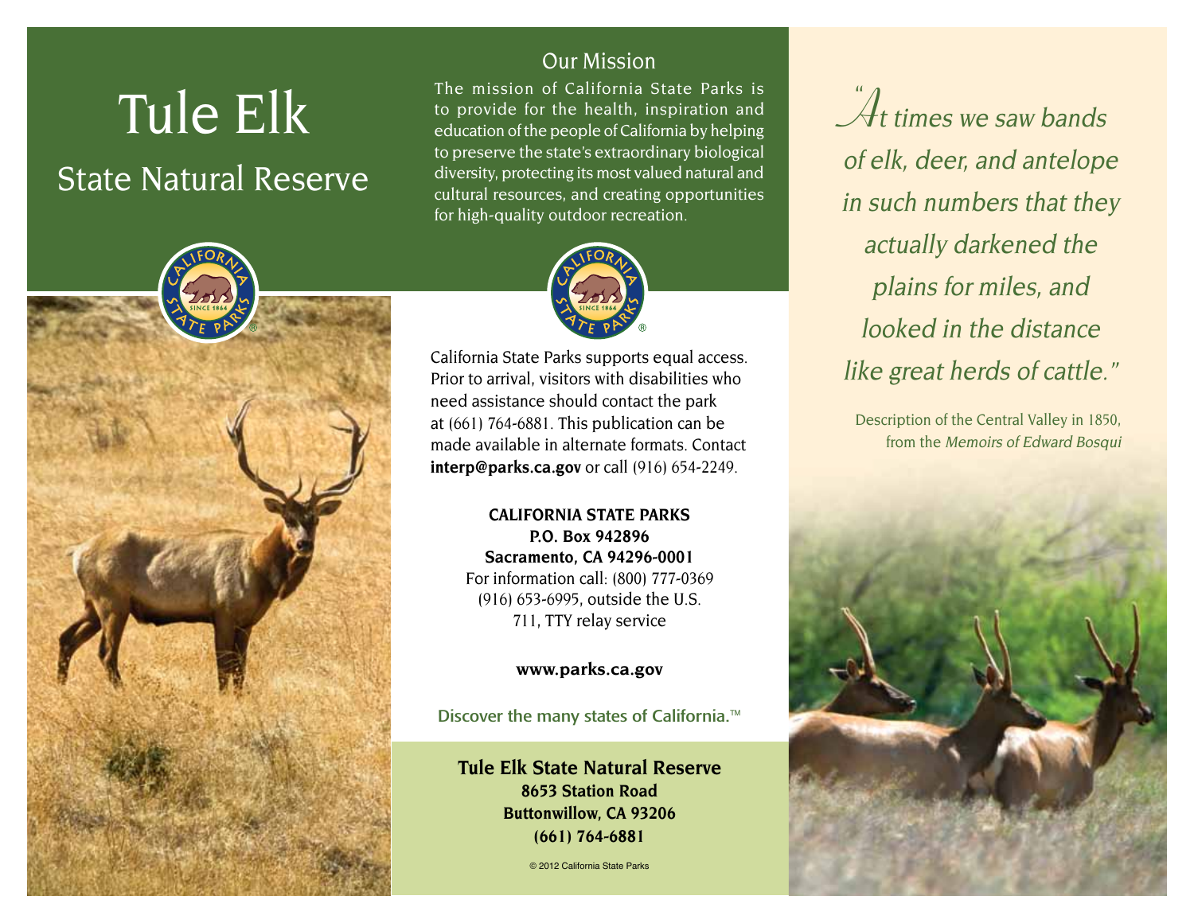# Tule Elk

## State Natural Reserve

## Our Mission

The mission of California State Parks is to provide for the health, inspiration and education of the people of California by helping to preserve the state's extraordinary biological diversity, protecting its most valued natural and cultural resources, and creating opportunities for high-quality outdoor recreation.

California State Parks supports equal access. Prior to arrival, visitors with disabilities who need assistance should contact the park at (661) 764-6881. This publication can be made available in alternate formats. Contact **interp@parks.ca.gov** or call (916) 654-2249.

**CALIFORNIA STATE PARKS**
**P.O. Box 942896**
**Sacramento, CA 94296-0001**
For information call: (800) 777-0369
(916) 653-6995, outside the U.S.
711, TTY relay service

**www.parks.ca.gov**

Discover the many states of California.™

**Tule Elk State Natural Reserve**
**8653 Station Road**
**Buttonwillow, CA 93206**
**(661) 764-6881**

© 2012 California State Parks

*"At times we saw bands of elk, deer, and antelope in such numbers that they actually darkened the plains for miles, and looked in the distance like great herds of cattle."*

Description of the Central Valley in 1850, from the *Memoirs of Edward Bosqui*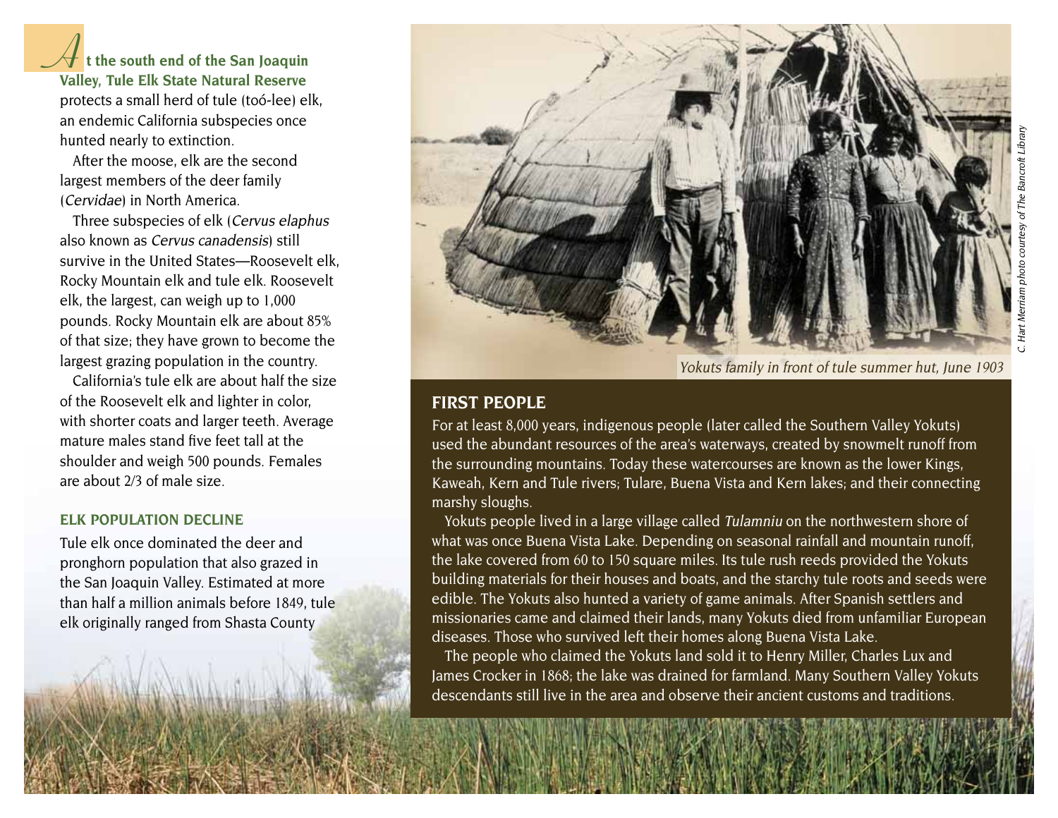**At the south end of the San Joaquin Valley, Tule Elk State Natural Reserve** protects a small herd of tule (toó-lee) elk, an endemic California subspecies once hunted nearly to extinction.

After the moose, elk are the second largest members of the deer family (*Cervidae*) in North America.

Three subspecies of elk (*Cervus elaphus* also known as *Cervus canadensis*) still survive in the United States—Roosevelt elk, Rocky Mountain elk and tule elk. Roosevelt elk, the largest, can weigh up to 1,000 pounds. Rocky Mountain elk are about 85% of that size; they have grown to become the largest grazing population in the country.

California's tule elk are about half the size of the Roosevelt elk and lighter in color, with shorter coats and larger teeth. Average mature males stand five feet tall at the shoulder and weigh 500 pounds. Females are about 2/3 of male size.

## ELK POPULATION DECLINE

Tule elk once dominated the deer and pronghorn population that also grazed in the San Joaquin Valley. Estimated at more than half a million animals before 1849, tule elk originally ranged from Shasta County

*Yokuts family in front of tule summer hut, June 1903*

C. Hart Merriam photo courtesy of The Bancroft Library

## FIRST PEOPLE

For at least 8,000 years, indigenous people (later called the Southern Valley Yokuts) used the abundant resources of the area's waterways, created by snowmelt runoff from the surrounding mountains. Today these watercourses are known as the lower Kings, Kaweah, Kern and Tule rivers; Tulare, Buena Vista and Kern lakes; and their connecting marshy sloughs.

Yokuts people lived in a large village called *Tulamniu* on the northwestern shore of what was once Buena Vista Lake. Depending on seasonal rainfall and mountain runoff, the lake covered from 60 to 150 square miles. Its tule rush reeds provided the Yokuts building materials for their houses and boats, and the starchy tule roots and seeds were edible. The Yokuts also hunted a variety of game animals. After Spanish settlers and missionaries came and claimed their lands, many Yokuts died from unfamiliar European diseases. Those who survived left their homes along Buena Vista Lake.

The people who claimed the Yokuts land sold it to Henry Miller, Charles Lux and James Crocker in 1868; the lake was drained for farmland. Many Southern Valley Yokuts descendants still live in the area and observe their ancient customs and traditions.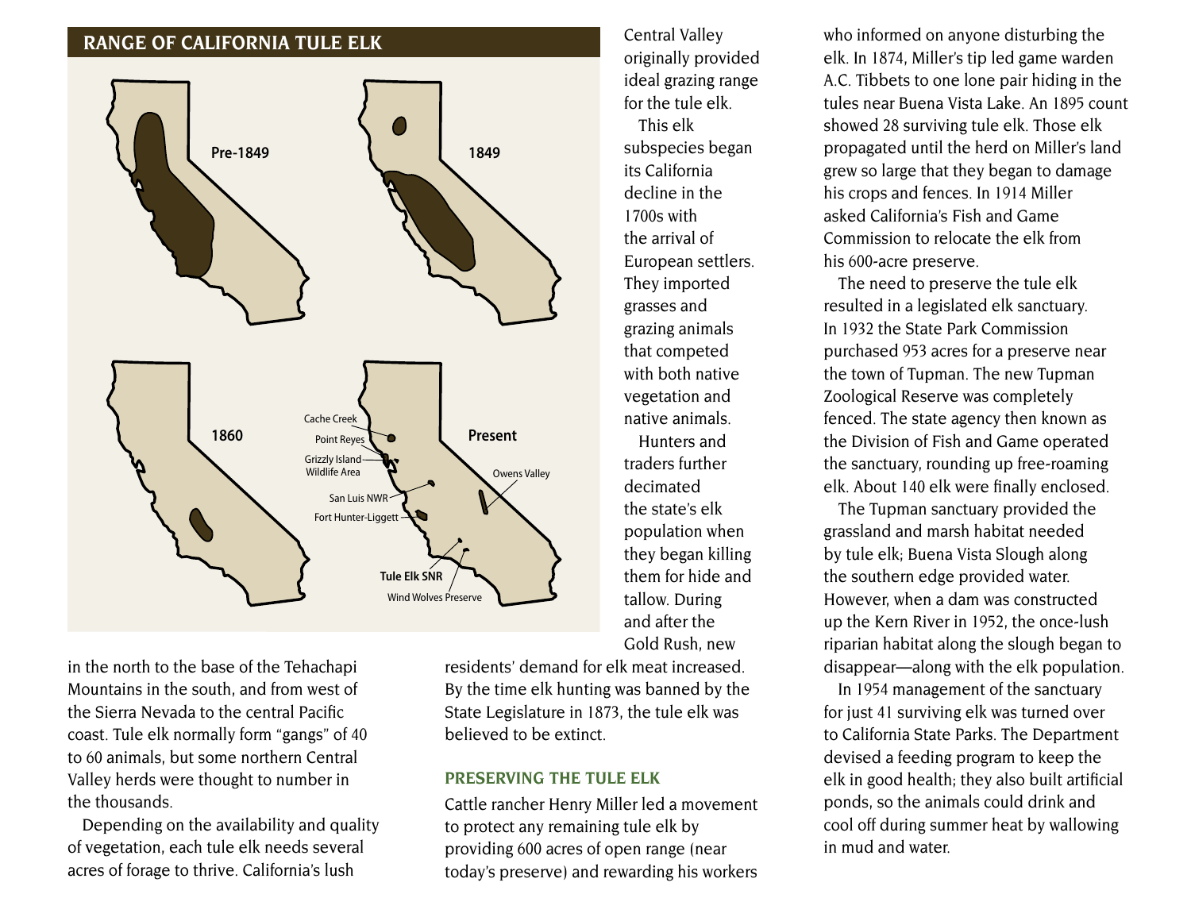## RANGE OF CALIFORNIA TULE ELK

Pre-1849

1849

1860

Present

Cache Creek

Point Reyes

Grizzly Island Wildlife Area

San Luis NWR

Fort Hunter-Liggett

Owens Valley

Tule Elk SNR

Wind Wolves Preserve

in the north to the base of the Tehachapi Mountains in the south, and from west of the Sierra Nevada to the central Pacific coast. Tule elk normally form "gangs" of 40 to 60 animals, but some northern Central Valley herds were thought to number in the thousands.

Depending on the availability and quality of vegetation, each tule elk needs several acres of forage to thrive. California's lush Central Valley originally provided ideal grazing range for the tule elk.

This elk subspecies began its California decline in the 1700s with the arrival of European settlers. They imported grasses and grazing animals that competed with both native vegetation and native animals.

Hunters and traders further decimated the state's elk population when they began killing them for hide and tallow. During and after the Gold Rush, new residents' demand for elk meat increased. By the time elk hunting was banned by the State Legislature in 1873, the tule elk was believed to be extinct.

### PRESERVING THE TULE ELK

Cattle rancher Henry Miller led a movement to protect any remaining tule elk by providing 600 acres of open range (near today's preserve) and rewarding his workers who informed on anyone disturbing the elk. In 1874, Miller's tip led game warden A.C. Tibbets to one lone pair hiding in the tules near Buena Vista Lake. An 1895 count showed 28 surviving tule elk. Those elk propagated until the herd on Miller's land grew so large that they began to damage his crops and fences. In 1914 Miller asked California's Fish and Game Commission to relocate the elk from his 600-acre preserve.

The need to preserve the tule elk resulted in a legislated elk sanctuary. In 1932 the State Park Commission purchased 953 acres for a preserve near the town of Tupman. The new Tupman Zoological Reserve was completely fenced. The state agency then known as the Division of Fish and Game operated the sanctuary, rounding up free-roaming elk. About 140 elk were finally enclosed.

The Tupman sanctuary provided the grassland and marsh habitat needed by tule elk; Buena Vista Slough along the southern edge provided water. However, when a dam was constructed up the Kern River in 1952, the once-lush riparian habitat along the slough began to disappear—along with the elk population.

In 1954 management of the sanctuary for just 41 surviving elk was turned over to California State Parks. The Department devised a feeding program to keep the elk in good health; they also built artificial ponds, so the animals could drink and cool off during summer heat by wallowing in mud and water.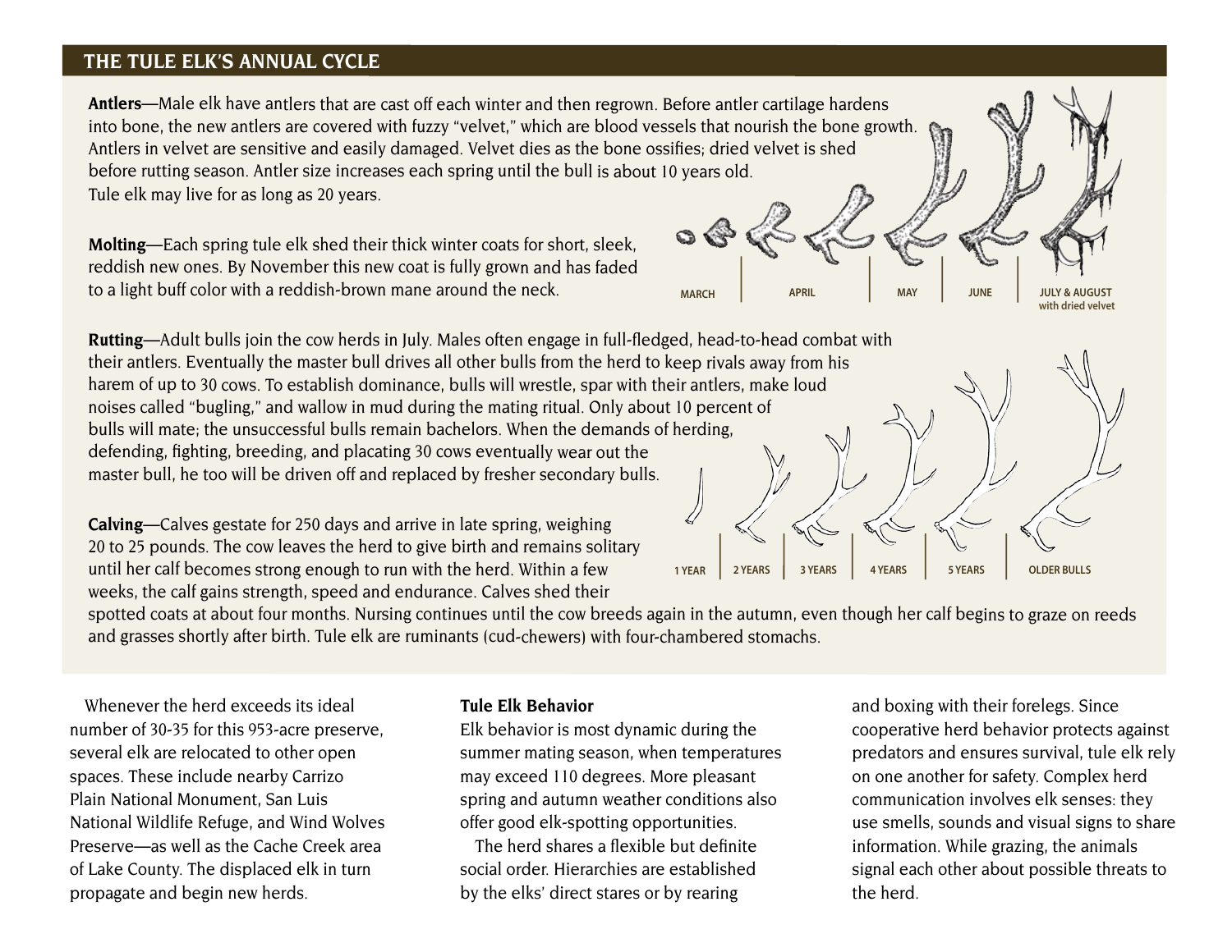## THE TULE ELK'S ANNUAL CYCLE

**Antlers**—Male elk have antlers that are cast off each winter and then regrown. Before antler cartilage hardens into bone, the new antlers are covered with fuzzy "velvet," which are blood vessels that nourish the bone growth. Antlers in velvet are sensitive and easily damaged. Velvet dies as the bone ossifies; dried velvet is shed before rutting season. Antler size increases each spring until the bull is about 10 years old. Tule elk may live for as long as 20 years.

MARCH | APRIL | MAY | JUNE | JULY & AUGUST with dried velvet

**Molting**—Each spring tule elk shed their thick winter coats for short, sleek, reddish new ones. By November this new coat is fully grown and has faded to a light buff color with a reddish-brown mane around the neck.

**Rutting**—Adult bulls join the cow herds in July. Males often engage in full-fledged, head-to-head combat with their antlers. Eventually the master bull drives all other bulls from the herd to keep rivals away from his harem of up to 30 cows. To establish dominance, bulls will wrestle, spar with their antlers, make loud noises called "bugling," and wallow in mud during the mating ritual. Only about 10 percent of bulls will mate; the unsuccessful bulls remain bachelors. When the demands of herding, defending, fighting, breeding, and placating 30 cows eventually wear out the master bull, he too will be driven off and replaced by fresher secondary bulls.

1 YEAR | 2 YEARS | 3 YEARS | 4 YEARS | 5 YEARS | OLDER BULLS

**Calving**—Calves gestate for 250 days and arrive in late spring, weighing 20 to 25 pounds. The cow leaves the herd to give birth and remains solitary until her calf becomes strong enough to run with the herd. Within a few weeks, the calf gains strength, speed and endurance. Calves shed their spotted coats at about four months. Nursing continues until the cow breeds again in the autumn, even though her calf begins to graze on reeds and grasses shortly after birth. Tule elk are ruminants (cud-chewers) with four-chambered stomachs.

Whenever the herd exceeds its ideal number of 30-35 for this 953-acre preserve, several elk are relocated to other open spaces. These include nearby Carrizo Plain National Monument, San Luis National Wildlife Refuge, and Wind Wolves Preserve—as well as the Cache Creek area of Lake County. The displaced elk in turn propagate and begin new herds.

### Tule Elk Behavior

Elk behavior is most dynamic during the summer mating season, when temperatures may exceed 110 degrees. More pleasant spring and autumn weather conditions also offer good elk-spotting opportunities.

The herd shares a flexible but definite social order. Hierarchies are established by the elks' direct stares or by rearing and boxing with their forelegs. Since cooperative herd behavior protects against predators and ensures survival, tule elk rely on one another for safety. Complex herd communication involves elk senses: they use smells, sounds and visual signs to share information. While grazing, the animals signal each other about possible threats to the herd.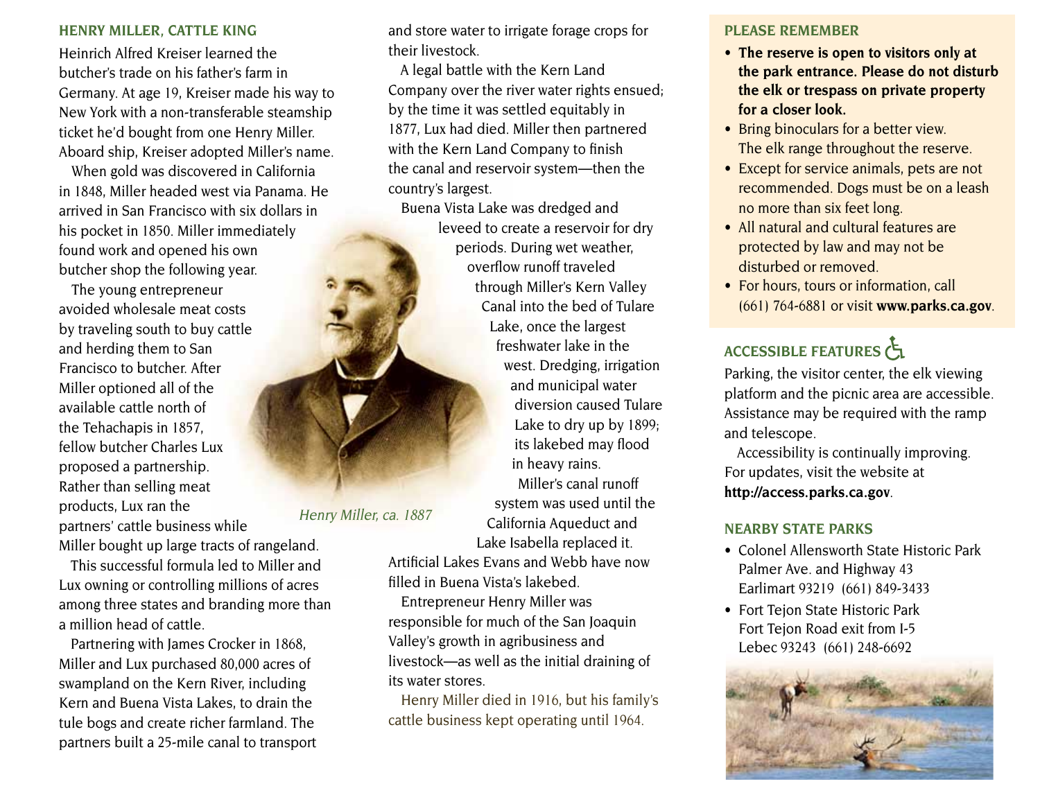## HENRY MILLER, CATTLE KING

Heinrich Alfred Kreiser learned the butcher's trade on his father's farm in Germany. At age 19, Kreiser made his way to New York with a non-transferable steamship ticket he'd bought from one Henry Miller. Aboard ship, Kreiser adopted Miller's name.

When gold was discovered in California in 1848, Miller headed west via Panama. He arrived in San Francisco with six dollars in his pocket in 1850. Miller immediately found work and opened his own butcher shop the following year.

The young entrepreneur avoided wholesale meat costs by traveling south to buy cattle and herding them to San Francisco to butcher. After Miller optioned all of the available cattle north of the Tehachapis in 1857, fellow butcher Charles Lux proposed a partnership. Rather than selling meat products, Lux ran the partners' cattle business while Miller bought up large tracts of rangeland.

This successful formula led to Miller and Lux owning or controlling millions of acres among three states and branding more than a million head of cattle.

Partnering with James Crocker in 1868, Miller and Lux purchased 80,000 acres of swampland on the Kern River, including Kern and Buena Vista Lakes, to drain the tule bogs and create richer farmland. The partners built a 25-mile canal to transport and store water to irrigate forage crops for their livestock.

*Henry Miller, ca. 1887*

A legal battle with the Kern Land Company over the river water rights ensued; by the time it was settled equitably in 1877, Lux had died. Miller then partnered with the Kern Land Company to finish the canal and reservoir system—then the country's largest.

Buena Vista Lake was dredged and leveed to create a reservoir for dry periods. During wet weather, overflow runoff traveled through Miller's Kern Valley Canal into the bed of Tulare Lake, once the largest freshwater lake in the west. Dredging, irrigation and municipal water diversion caused Tulare Lake to dry up by 1899; its lakebed may flood in heavy rains.

Miller's canal runoff system was used until the California Aqueduct and Lake Isabella replaced it. Artificial Lakes Evans and Webb have now filled in Buena Vista's lakebed.

Entrepreneur Henry Miller was responsible for much of the San Joaquin Valley's growth in agribusiness and livestock—as well as the initial draining of its water stores.

Henry Miller died in 1916, but his family's cattle business kept operating until 1964.

## PLEASE REMEMBER

- **The reserve is open to visitors only at the park entrance. Please do not disturb the elk or trespass on private property for a closer look.**
- Bring binoculars for a better view. The elk range throughout the reserve.
- Except for service animals, pets are not recommended. Dogs must be on a leash no more than six feet long.
- All natural and cultural features are protected by law and may not be disturbed or removed.
- For hours, tours or information, call (661) 764-6881 or visit **www.parks.ca.gov**.

## ACCESSIBLE FEATURES ♿

Parking, the visitor center, the elk viewing platform and the picnic area are accessible. Assistance may be required with the ramp and telescope.

Accessibility is continually improving. For updates, visit the website at **http://access.parks.ca.gov**.

## NEARBY STATE PARKS

- Colonel Allensworth State Historic Park
  Palmer Ave. and Highway 43
  Earlimart 93219 (661) 849-3433
- Fort Tejon State Historic Park
  Fort Tejon Road exit from I-5
  Lebec 93243 (661) 248-6692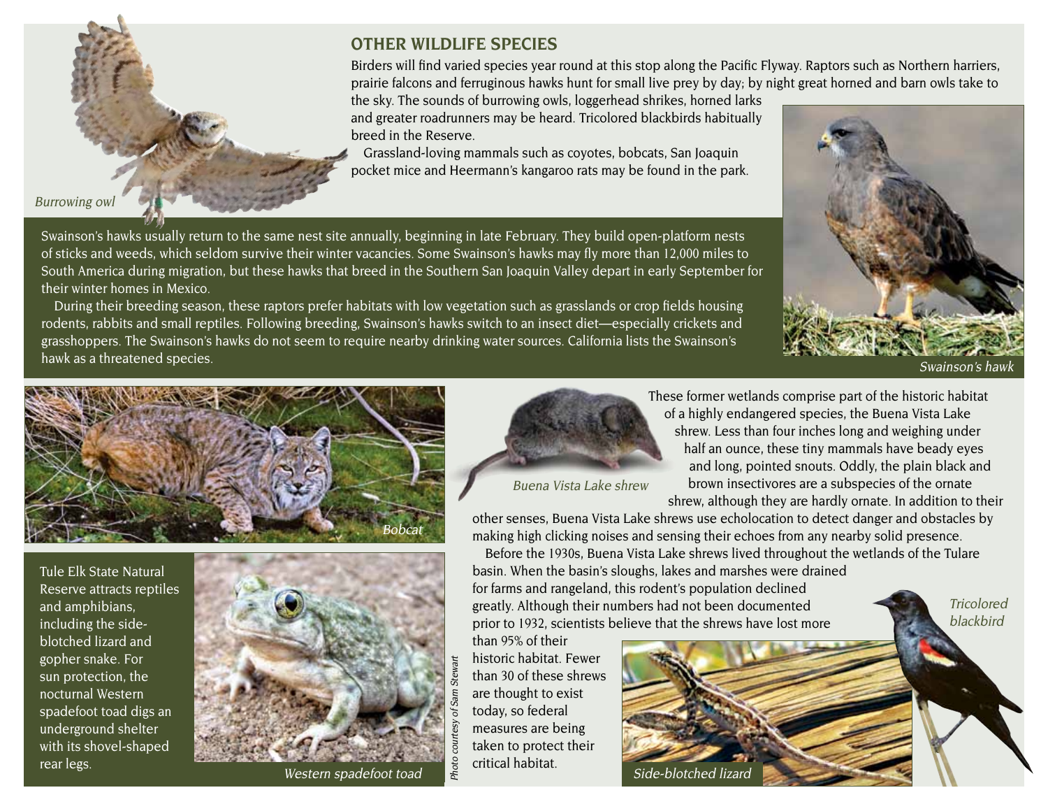## OTHER WILDLIFE SPECIES

Birders will find varied species year round at this stop along the Pacific Flyway. Raptors such as Northern harriers, prairie falcons and ferruginous hawks hunt for small live prey by day; by night great horned and barn owls take to the sky. The sounds of burrowing owls, loggerhead shrikes, horned larks and greater roadrunners may be heard. Tricolored blackbirds habitually breed in the Reserve.

Grassland-loving mammals such as coyotes, bobcats, San Joaquin pocket mice and Heermann's kangaroo rats may be found in the park.

*Burrowing owl*

Swainson's hawks usually return to the same nest site annually, beginning in late February. They build open-platform nests of sticks and weeds, which seldom survive their winter vacancies. Some Swainson's hawks may fly more than 12,000 miles to South America during migration, but these hawks that breed in the Southern San Joaquin Valley depart in early September for their winter homes in Mexico.

During their breeding season, these raptors prefer habitats with low vegetation such as grasslands or crop fields housing rodents, rabbits and small reptiles. Following breeding, Swainson's hawks switch to an insect diet—especially crickets and grasshoppers. The Swainson's hawks do not seem to require nearby drinking water sources. California lists the Swainson's hawk as a threatened species.

*Swainson's hawk*

*Bobcat*

Tule Elk State Natural Reserve attracts reptiles and amphibians, including the side-blotched lizard and gopher snake. For sun protection, the nocturnal Western spadefoot toad digs an underground shelter with its shovel-shaped rear legs.

*Western spadefoot toad*

*Photo courtesy of Sam Stewart*

*Buena Vista Lake shrew*

These former wetlands comprise part of the historic habitat of a highly endangered species, the Buena Vista Lake shrew. Less than four inches long and weighing under half an ounce, these tiny mammals have beady eyes and long, pointed snouts. Oddly, the plain black and brown insectivores are a subspecies of the ornate shrew, although they are hardly ornate. In addition to their other senses, Buena Vista Lake shrews use echolocation to detect danger and obstacles by making high clicking noises and sensing their echoes from any nearby solid presence.

Before the 1930s, Buena Vista Lake shrews lived throughout the wetlands of the Tulare basin. When the basin's sloughs, lakes and marshes were drained for farms and rangeland, this rodent's population declined greatly. Although their numbers had not been documented prior to 1932, scientists believe that the shrews have lost more than 95% of their historic habitat. Fewer than 30 of these shrews are thought to exist today, so federal measures are being taken to protect their critical habitat.

*Side-blotched lizard*

*Tricolored blackbird*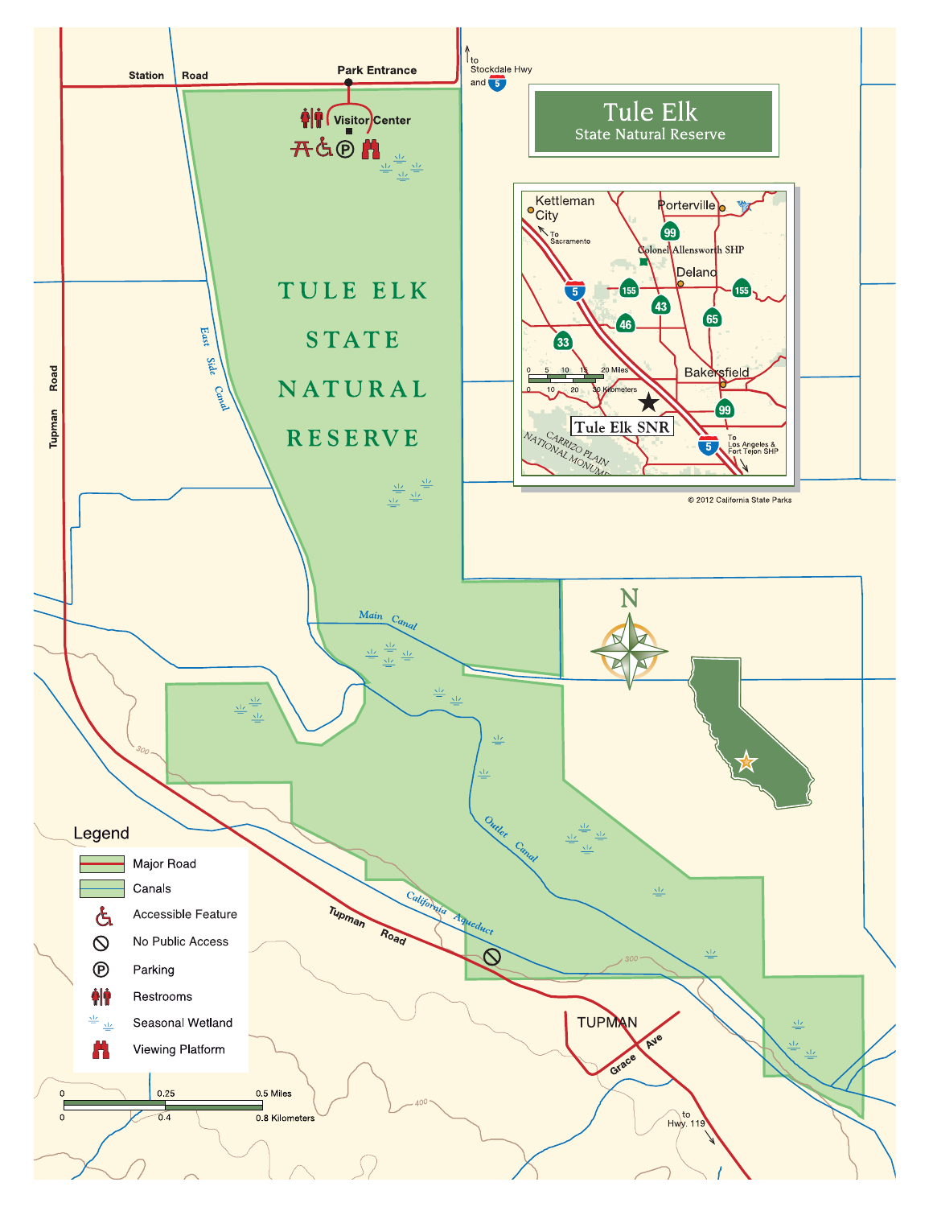# Tule Elk
## State Natural Reserve

TULE ELK STATE NATURAL RESERVE

Station Road

Park Entrance

Visitor Center

to Stockdale Hwy and 5

Tupman Road

East Side Canal

Main Canal

Outlet Canal

California Aqueduct

Tupman Road

TUPMAN

Grace Ave

to Hwy. 119

300

400

N

Kettleman City

Porterville

To Sacramento

99

Colonel Allensworth SHP

Delano

5

155

155

43

46

65

33

Bakersfield

99

Tule Elk SNR

CARRIZO PLAIN NATIONAL MONUMENT

5

To Los Angeles & Fort Tejon SHP

0 5 10 15 20 Miles

0 10 20 30 Kilometers

© 2012 California State Parks

Legend

- Major Road
- Canals
- Accessible Feature
- No Public Access
- Parking
- Restrooms
- Seasonal Wetland
- Viewing Platform

0 0.25 0.5 Miles

0 0.4 0.8 Kilometers